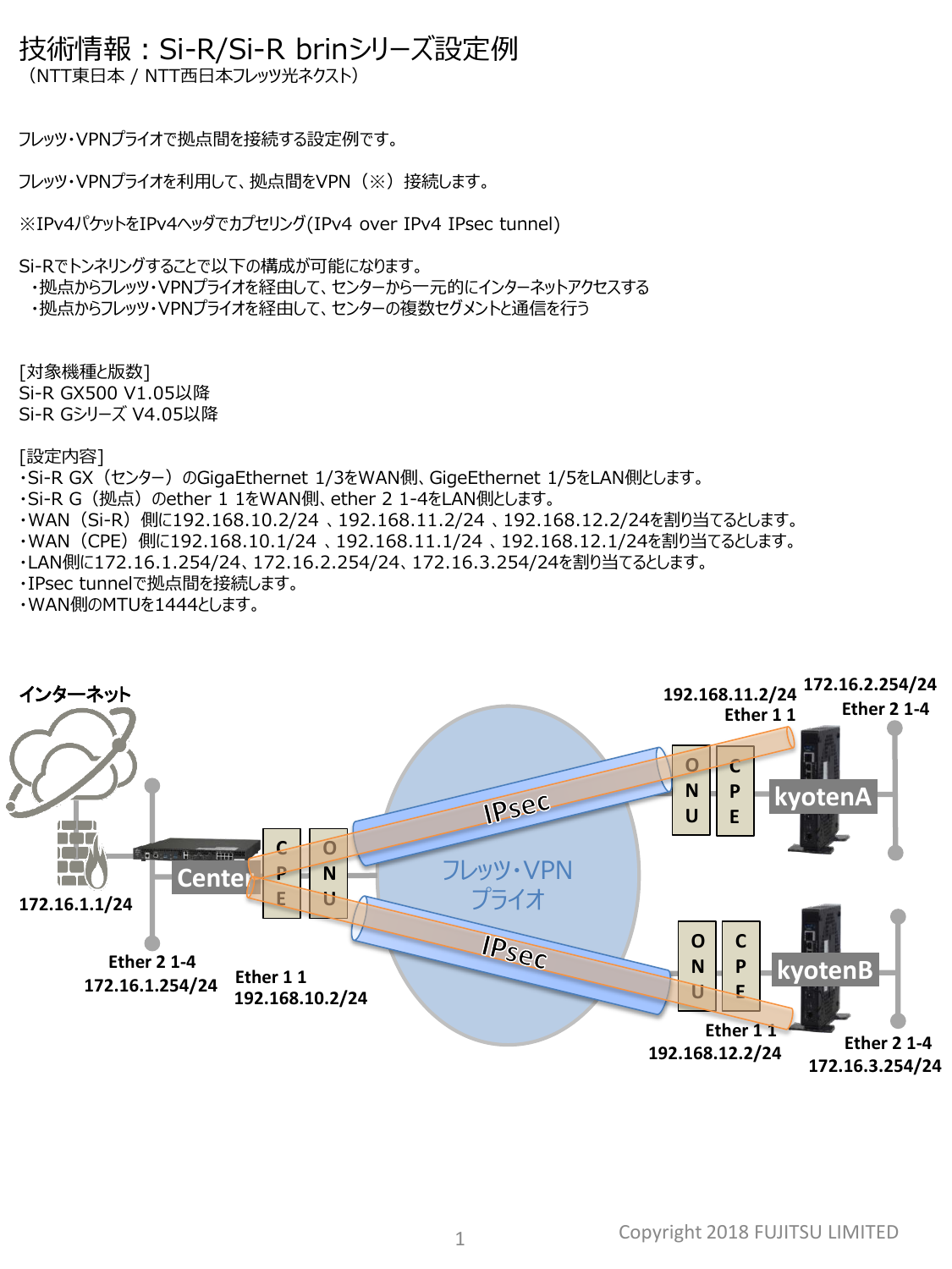# 技術情報：Si-R/Si-R brinシリーズ設定例

（NTT東日本 / NTT西日本フレッツ光ネクスト）

フレッツ・VPNプライオで拠点間を接続する設定例です。

フレッツ・VPNプライオを利用して、拠点間をVPN（※）接続します。

※IPv4パケットをIPv4ヘッダでカプセリング(IPv4 over IPv4 IPsec tunnel)

Si-Rでトンネリングすることで以下の構成が可能になります。

- 拠点からフレッツ・VPNプライオを経由して、センターから一元的にインターネットアクセスする
- 拠点からフレッツ・VPNプライオを経由して、センターの複数セグメントと通信を行う

[対象機種と版数]
Si-R GX500 V1.05以降
Si-R Gシリーズ V4.05以降

[設定内容]

- Si-R GX（センター）のGigaEthernet 1/3をWAN側、GigeEthernet 1/5をLAN側とします。
- Si-R G（拠点）のether 1 1をWAN側、ether 2 1-4をLAN側とします。
- WAN（Si-R）側に192.168.10.2/24 、192.168.11.2/24 、192.168.12.2/24を割り当てるとします。
- WAN（CPE）側に192.168.10.1/24 、192.168.11.1/24 、192.168.12.1/24を割り当てるとします。
- LAN側に172.16.1.254/24、172.16.2.254/24、172.16.3.254/24を割り当てるとします。
- IPsec tunnelで拠点間を接続します。
- WAN側のMTUを1444とします。

インターネット
172.16.1.1/24
Center
Ether 2 1-4
172.16.1.254/24
Ether 1 1
192.168.10.2/24
CPE
ONU
フレッツ・VPN
プライオ
IPsec
IPsec
ONU
CPE
kyotenA
192.168.11.2/24
Ether 1 1
172.16.2.254/24
Ether 2 1-4
ONU
CPE
kyotenB
Ether 1 1
192.168.12.2/24
Ether 2 1-4
172.16.3.254/24

Copyright 2018 FUJITSU LIMITED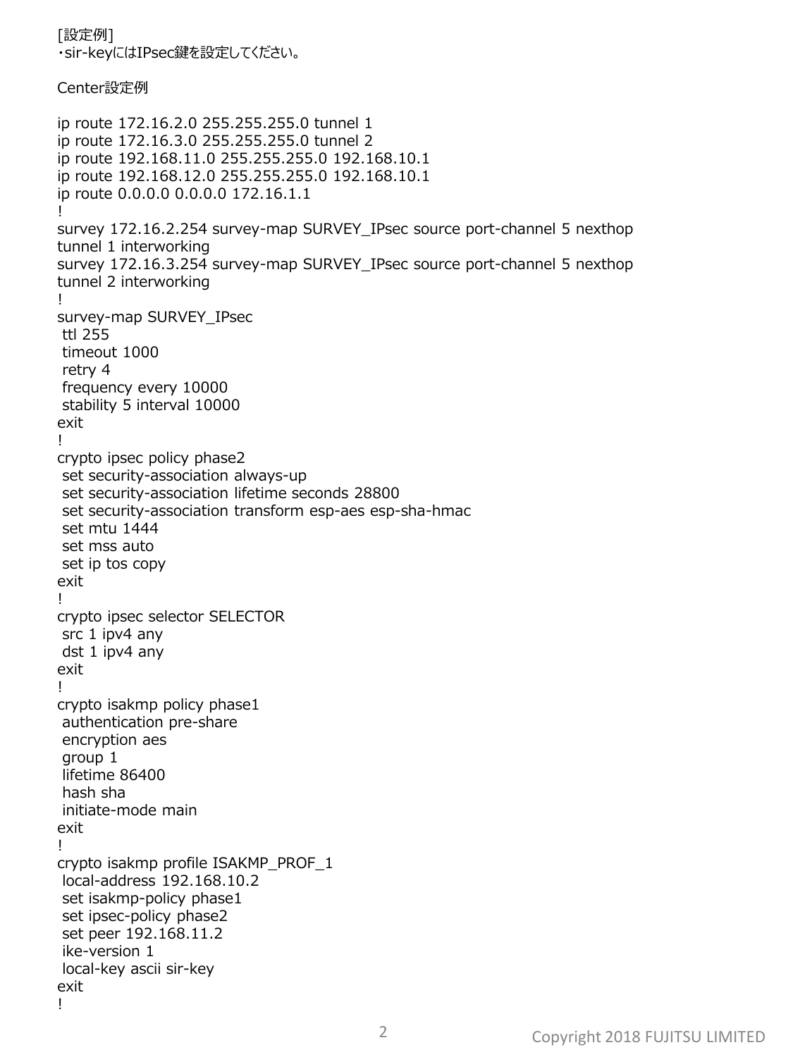[設定例]
・sir-keyにはIPsec鍵を設定してください。

Center設定例

```
ip route 172.16.2.0 255.255.255.0 tunnel 1
ip route 172.16.3.0 255.255.255.0 tunnel 2
ip route 192.168.11.0 255.255.255.0 192.168.10.1
ip route 192.168.12.0 255.255.255.0 192.168.10.1
ip route 0.0.0.0 0.0.0.0 172.16.1.1
!
survey 172.16.2.254 survey-map SURVEY_IPsec source port-channel 5 nexthop
tunnel 1 interworking
survey 172.16.3.254 survey-map SURVEY_IPsec source port-channel 5 nexthop
tunnel 2 interworking
!
survey-map SURVEY_IPsec
 ttl 255
 timeout 1000
 retry 4
 frequency every 10000
 stability 5 interval 10000
exit
!
crypto ipsec policy phase2
 set security-association always-up
 set security-association lifetime seconds 28800
 set security-association transform esp-aes esp-sha-hmac
 set mtu 1444
 set mss auto
 set ip tos copy
exit
!
crypto ipsec selector SELECTOR
 src 1 ipv4 any
 dst 1 ipv4 any
exit
!
crypto isakmp policy phase1
 authentication pre-share
 encryption aes
 group 1
 lifetime 86400
 hash sha
 initiate-mode main
exit
!
crypto isakmp profile ISAKMP_PROF_1
 local-address 192.168.10.2
 set isakmp-policy phase1
 set ipsec-policy phase2
 set peer 192.168.11.2
 ike-version 1
 local-key ascii sir-key
exit
!
```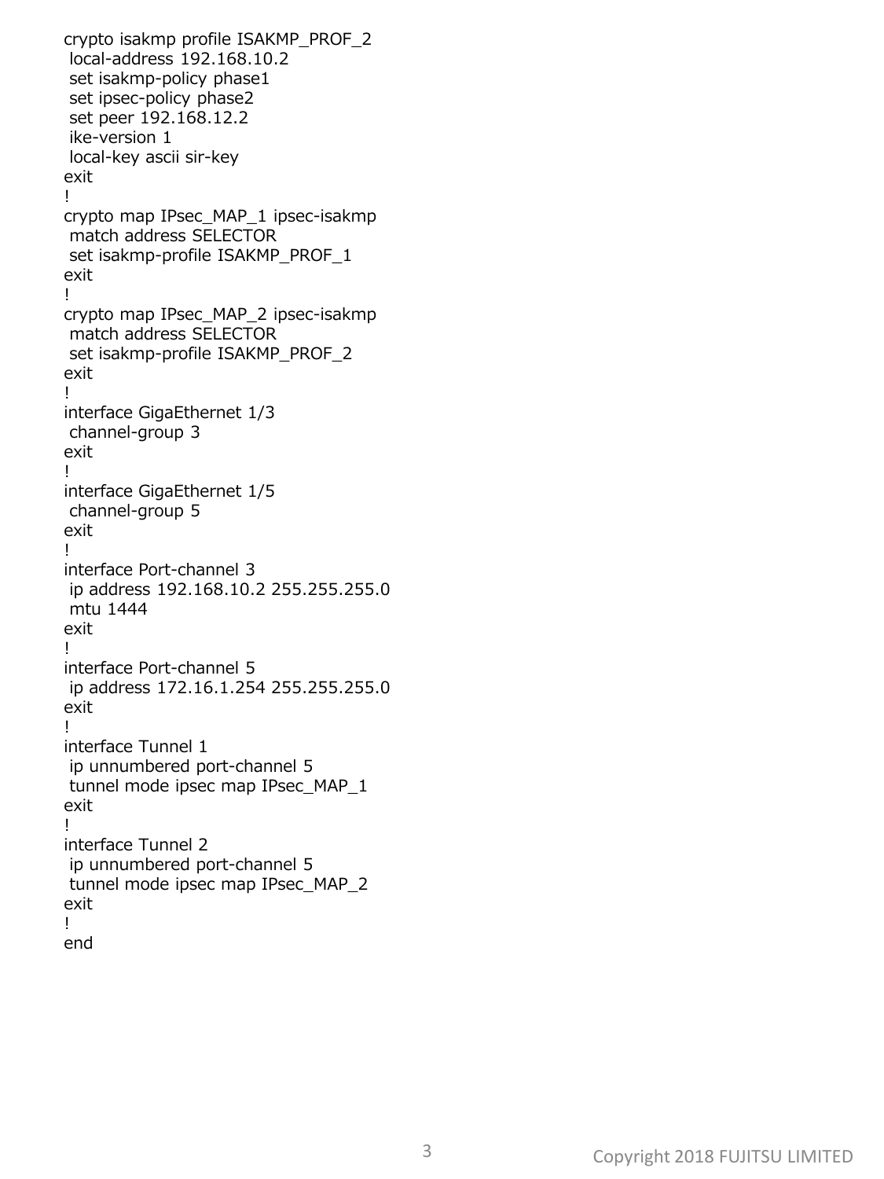```
crypto isakmp profile ISAKMP_PROF_2
 local-address 192.168.10.2
 set isakmp-policy phase1
 set ipsec-policy phase2
 set peer 192.168.12.2
 ike-version 1
 local-key ascii sir-key
exit
!
crypto map IPsec_MAP_1 ipsec-isakmp
 match address SELECTOR
 set isakmp-profile ISAKMP_PROF_1
exit
!
crypto map IPsec_MAP_2 ipsec-isakmp
 match address SELECTOR
 set isakmp-profile ISAKMP_PROF_2
exit
!
interface GigaEthernet 1/3
 channel-group 3
exit
!
interface GigaEthernet 1/5
 channel-group 5
exit
!
interface Port-channel 3
 ip address 192.168.10.2 255.255.255.0
 mtu 1444
exit
!
interface Port-channel 5
 ip address 172.16.1.254 255.255.255.0
exit
!
interface Tunnel 1
 ip unnumbered port-channel 5
 tunnel mode ipsec map IPsec_MAP_1
exit
!
interface Tunnel 2
 ip unnumbered port-channel 5
 tunnel mode ipsec map IPsec_MAP_2
exit
!
end
```

Copyright 2018 FUJITSU LIMITED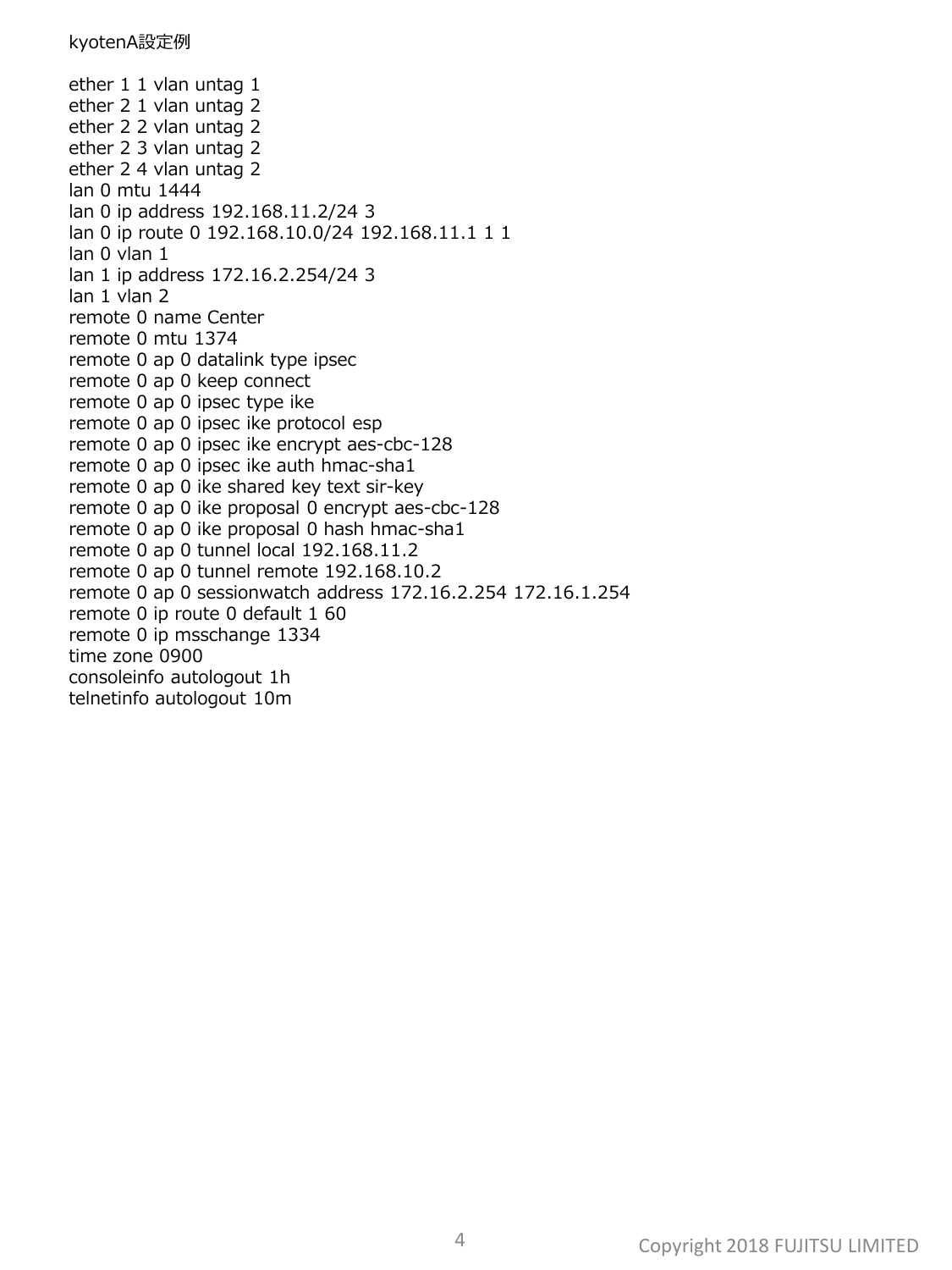kyotenA設定例

```
ether 1 1 vlan untag 1
ether 2 1 vlan untag 2
ether 2 2 vlan untag 2
ether 2 3 vlan untag 2
ether 2 4 vlan untag 2
lan 0 mtu 1444
lan 0 ip address 192.168.11.2/24 3
lan 0 ip route 0 192.168.10.0/24 192.168.11.1 1 1
lan 0 vlan 1
lan 1 ip address 172.16.2.254/24 3
lan 1 vlan 2
remote 0 name Center
remote 0 mtu 1374
remote 0 ap 0 datalink type ipsec
remote 0 ap 0 keep connect
remote 0 ap 0 ipsec type ike
remote 0 ap 0 ipsec ike protocol esp
remote 0 ap 0 ipsec ike encrypt aes-cbc-128
remote 0 ap 0 ipsec ike auth hmac-sha1
remote 0 ap 0 ike shared key text sir-key
remote 0 ap 0 ike proposal 0 encrypt aes-cbc-128
remote 0 ap 0 ike proposal 0 hash hmac-sha1
remote 0 ap 0 tunnel local 192.168.11.2
remote 0 ap 0 tunnel remote 192.168.10.2
remote 0 ap 0 sessionwatch address 172.16.2.254 172.16.1.254
remote 0 ip route 0 default 1 60
remote 0 ip msschange 1334
time zone 0900
consoleinfo autologout 1h
telnetinfo autologout 10m
```

Copyright 2018 FUJITSU LIMITED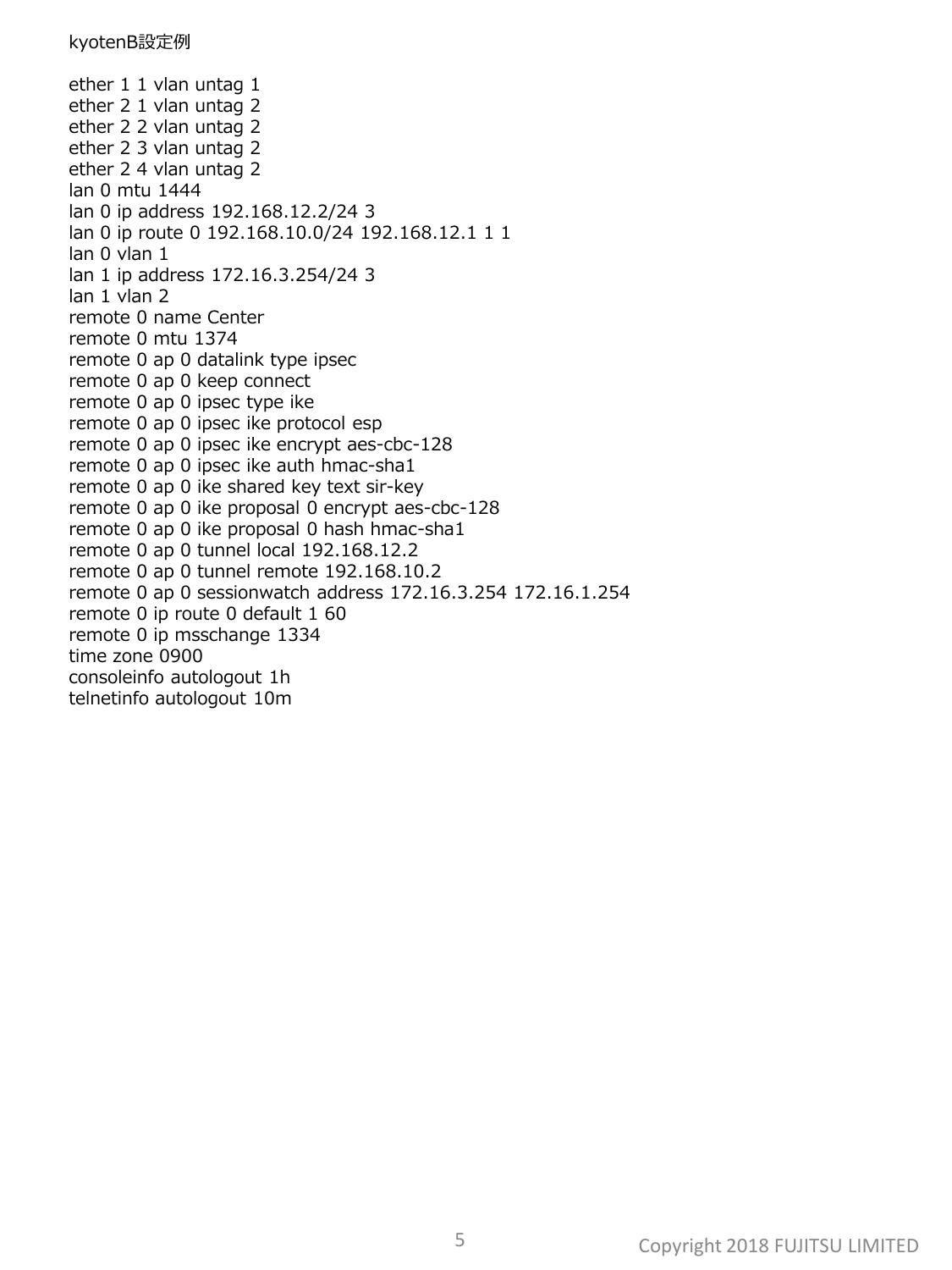kyotenB設定例

```
ether 1 1 vlan untag 1
ether 2 1 vlan untag 2
ether 2 2 vlan untag 2
ether 2 3 vlan untag 2
ether 2 4 vlan untag 2
lan 0 mtu 1444
lan 0 ip address 192.168.12.2/24 3
lan 0 ip route 0 192.168.10.0/24 192.168.12.1 1 1
lan 0 vlan 1
lan 1 ip address 172.16.3.254/24 3
lan 1 vlan 2
remote 0 name Center
remote 0 mtu 1374
remote 0 ap 0 datalink type ipsec
remote 0 ap 0 keep connect
remote 0 ap 0 ipsec type ike
remote 0 ap 0 ipsec ike protocol esp
remote 0 ap 0 ipsec ike encrypt aes-cbc-128
remote 0 ap 0 ipsec ike auth hmac-sha1
remote 0 ap 0 ike shared key text sir-key
remote 0 ap 0 ike proposal 0 encrypt aes-cbc-128
remote 0 ap 0 ike proposal 0 hash hmac-sha1
remote 0 ap 0 tunnel local 192.168.12.2
remote 0 ap 0 tunnel remote 192.168.10.2
remote 0 ap 0 sessionwatch address 172.16.3.254 172.16.1.254
remote 0 ip route 0 default 1 60
remote 0 ip msschange 1334
time zone 0900
consoleinfo autologout 1h
telnetinfo autologout 10m
```

Copyright 2018 FUJITSU LIMITED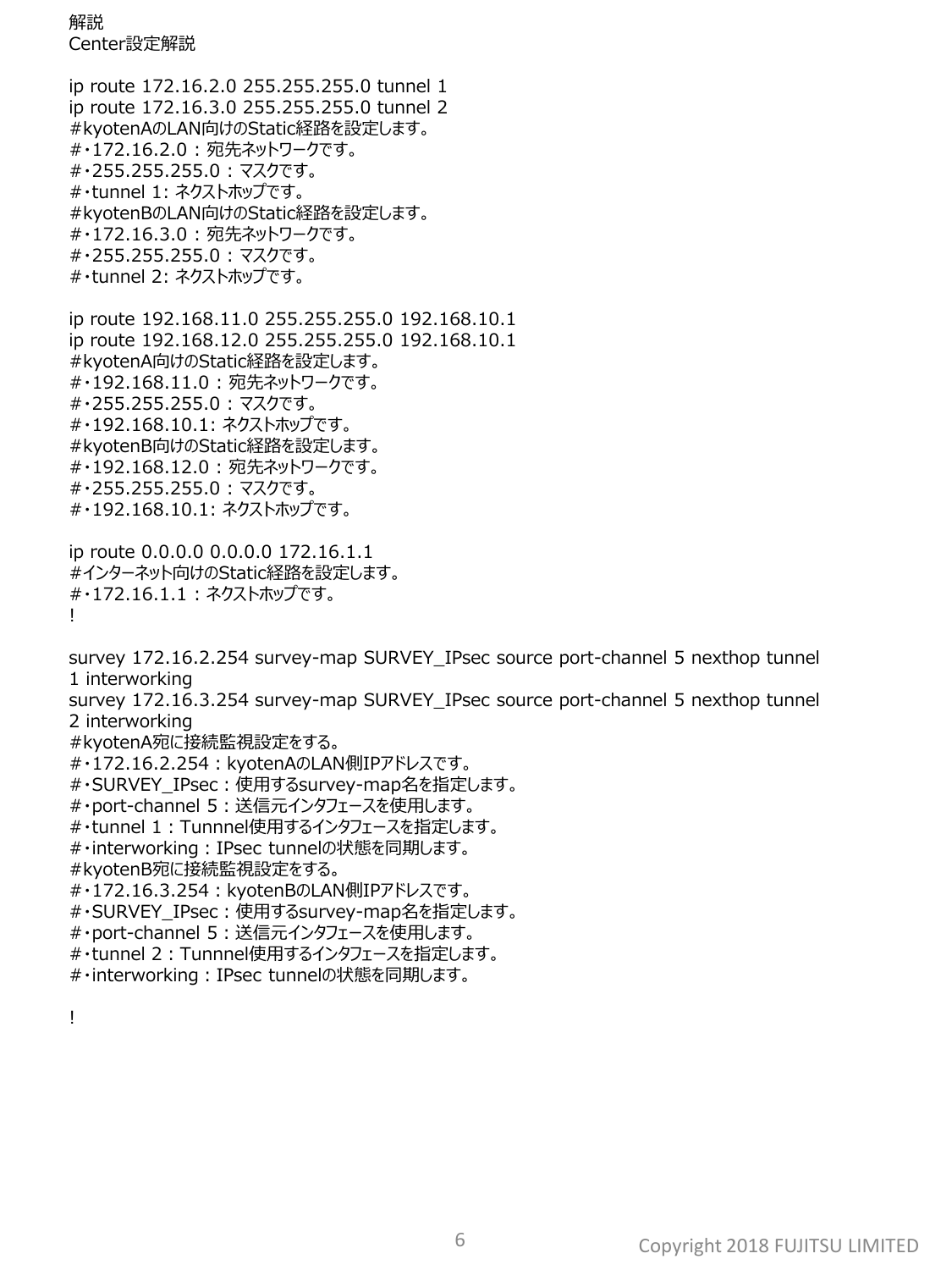解説
Center設定解説

```
ip route 172.16.2.0 255.255.255.0 tunnel 1
ip route 172.16.3.0 255.255.255.0 tunnel 2
#kyotenAのLAN向けのStatic経路を設定します。
#・172.16.2.0：宛先ネットワークです。
#・255.255.255.0：マスクです。
#・tunnel 1: ネクストホップです。
#kyotenBのLAN向けのStatic経路を設定します。
#・172.16.3.0：宛先ネットワークです。
#・255.255.255.0：マスクです。
#・tunnel 2: ネクストホップです。

ip route 192.168.11.0 255.255.255.0 192.168.10.1
ip route 192.168.12.0 255.255.255.0 192.168.10.1
#kyotenA向けのStatic経路を設定します。
#・192.168.11.0：宛先ネットワークです。
#・255.255.255.0：マスクです。
#・192.168.10.1: ネクストホップです。
#kyotenB向けのStatic経路を設定します。
#・192.168.12.0：宛先ネットワークです。
#・255.255.255.0：マスクです。
#・192.168.10.1: ネクストホップです。

ip route 0.0.0.0 0.0.0.0 172.16.1.1
#インターネット向けのStatic経路を設定します。
#・172.16.1.1：ネクストホップです。
!

survey 172.16.2.254 survey-map SURVEY_IPsec source port-channel 5 nexthop tunnel 1 interworking
survey 172.16.3.254 survey-map SURVEY_IPsec source port-channel 5 nexthop tunnel 2 interworking
#kyotenA宛に接続監視設定をする。
#・172.16.2.254：kyotenAのLAN側IPアドレスです。
#・SURVEY_IPsec：使用するsurvey-map名を指定します。
#・port-channel 5：送信元インタフェースを使用します。
#・tunnel 1：Tunnnel使用するインタフェースを指定します。
#・interworking：IPsec tunnelの状態を同期します。
#kyotenB宛に接続監視設定をする。
#・172.16.3.254：kyotenBのLAN側IPアドレスです。
#・SURVEY_IPsec：使用するsurvey-map名を指定します。
#・port-channel 5：送信元インタフェースを使用します。
#・tunnel 2：Tunnnel使用するインタフェースを指定します。
#・interworking：IPsec tunnelの状態を同期します。

!
```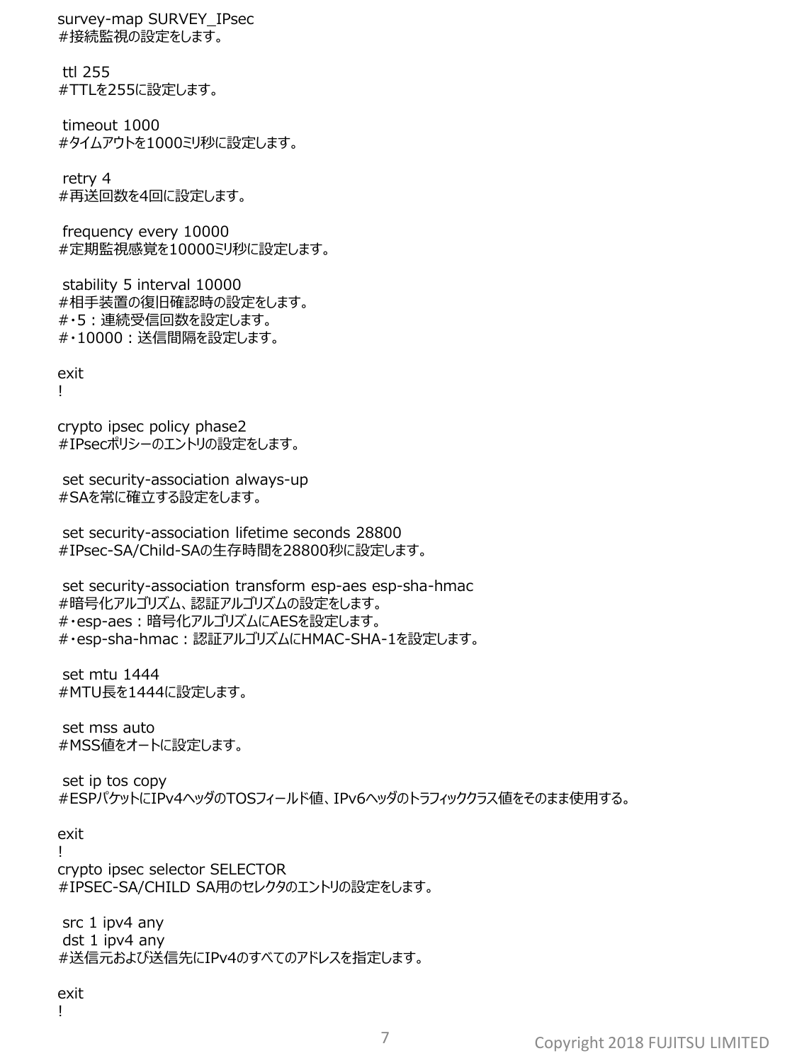```
survey-map SURVEY_IPsec
#接続監視の設定をします。

 ttl 255
#TTLを255に設定します。

 timeout 1000
#タイムアウトを1000ミリ秒に設定します。

 retry 4
#再送回数を4回に設定します。

 frequency every 10000
#定期監視感覚を10000ミリ秒に設定します。

 stability 5 interval 10000
#相手装置の復旧確認時の設定をします。
#・5：連続受信回数を設定します。
#・10000：送信間隔を設定します。

exit
!

crypto ipsec policy phase2
#IPsecポリシーのエントリの設定をします。

 set security-association always-up
#SAを常に確立する設定をします。

 set security-association lifetime seconds 28800
#IPsec-SA/Child-SAの生存時間を28800秒に設定します。

 set security-association transform esp-aes esp-sha-hmac
#暗号化アルゴリズム、認証アルゴリズムの設定をします。
#・esp-aes：暗号化アルゴリズムにAESを設定します。
#・esp-sha-hmac：認証アルゴリズムにHMAC-SHA-1を設定します。

 set mtu 1444
#MTU長を1444に設定します。

 set mss auto
#MSS値をオートに設定します。

 set ip tos copy
#ESPパケットにIPv4ヘッダのTOSフィールド値、IPv6ヘッダのトラフィッククラス値をそのまま使用する。

exit
!
crypto ipsec selector SELECTOR
#IPSEC-SA/CHILD SA用のセレクタのエントリの設定をします。

 src 1 ipv4 any
 dst 1 ipv4 any
#送信元および送信先にIPv4のすべてのアドレスを指定します。

exit
!
```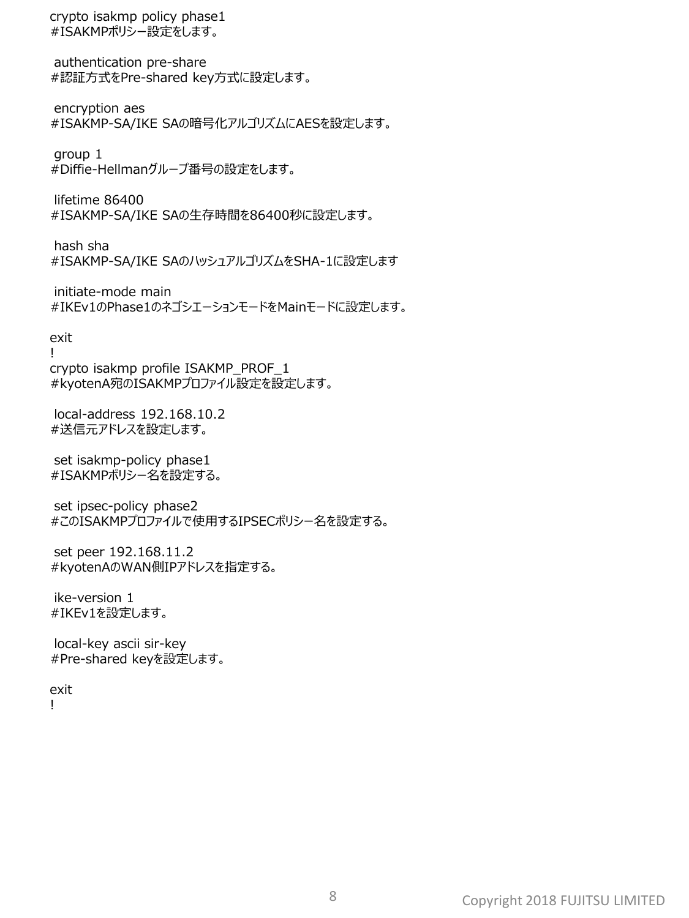```
crypto isakmp policy phase1
#ISAKMPポリシー設定をします。

 authentication pre-share
#認証方式をPre-shared key方式に設定します。

 encryption aes
#ISAKMP-SA/IKE SAの暗号化アルゴリズムにAESを設定します。

 group 1
#Diffie-Hellmanグループ番号の設定をします。

 lifetime 86400
#ISAKMP-SA/IKE SAの生存時間を86400秒に設定します。

 hash sha
#ISAKMP-SA/IKE SAのハッシュアルゴリズムをSHA-1に設定します

 initiate-mode main
#IKEv1のPhase1のネゴシエーションモードをMainモードに設定します。

exit
!
crypto isakmp profile ISAKMP_PROF_1
#kyotenA宛のISAKMPプロファイル設定を設定します。

 local-address 192.168.10.2
#送信元アドレスを設定します。

 set isakmp-policy phase1
#ISAKMPポリシー名を設定する。

 set ipsec-policy phase2
#このISAKMPプロファイルで使用するIPSECポリシー名を設定する。

 set peer 192.168.11.2
#kyotenAのWAN側IPアドレスを指定する。

 ike-version 1
#IKEv1を設定します。

 local-key ascii sir-key
#Pre-shared keyを設定します。

exit
!
```

Copyright 2018 FUJITSU LIMITED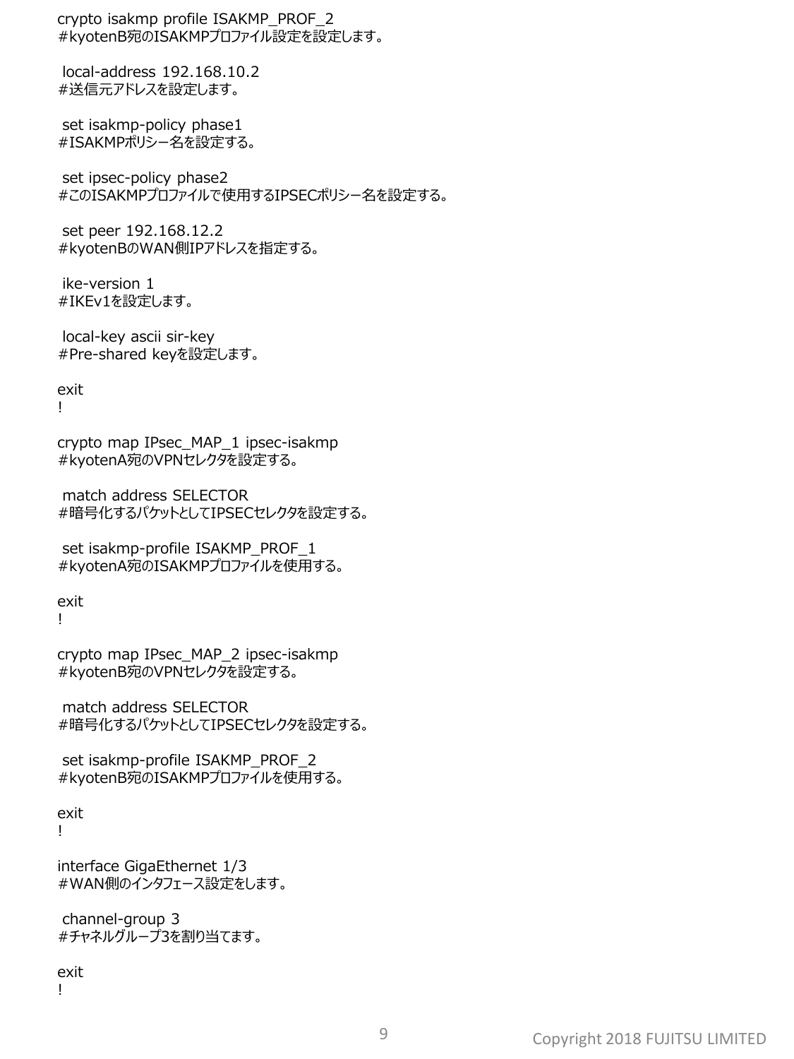```
crypto isakmp profile ISAKMP_PROF_2
#kyotenB宛のISAKMPプロファイル設定を設定します。

 local-address 192.168.10.2
#送信元アドレスを設定します。

 set isakmp-policy phase1
#ISAKMPポリシー名を設定する。

 set ipsec-policy phase2
#このISAKMPプロファイルで使用するIPSECポリシー名を設定する。

 set peer 192.168.12.2
#kyotenBのWAN側IPアドレスを指定する。

 ike-version 1
#IKEv1を設定します。

 local-key ascii sir-key
#Pre-shared keyを設定します。

exit
!

crypto map IPsec_MAP_1 ipsec-isakmp
#kyotenA宛のVPNセレクタを設定する。

 match address SELECTOR
#暗号化するパケットとしてIPSECセレクタを設定する。

 set isakmp-profile ISAKMP_PROF_1
#kyotenA宛のISAKMPプロファイルを使用する。

exit
!

crypto map IPsec_MAP_2 ipsec-isakmp
#kyotenB宛のVPNセレクタを設定する。

 match address SELECTOR
#暗号化するパケットとしてIPSECセレクタを設定する。

 set isakmp-profile ISAKMP_PROF_2
#kyotenB宛のISAKMPプロファイルを使用する。

exit
!

interface GigaEthernet 1/3
#WAN側のインタフェース設定をします。

 channel-group 3
#チャネルグループ3を割り当てます。

exit
!
```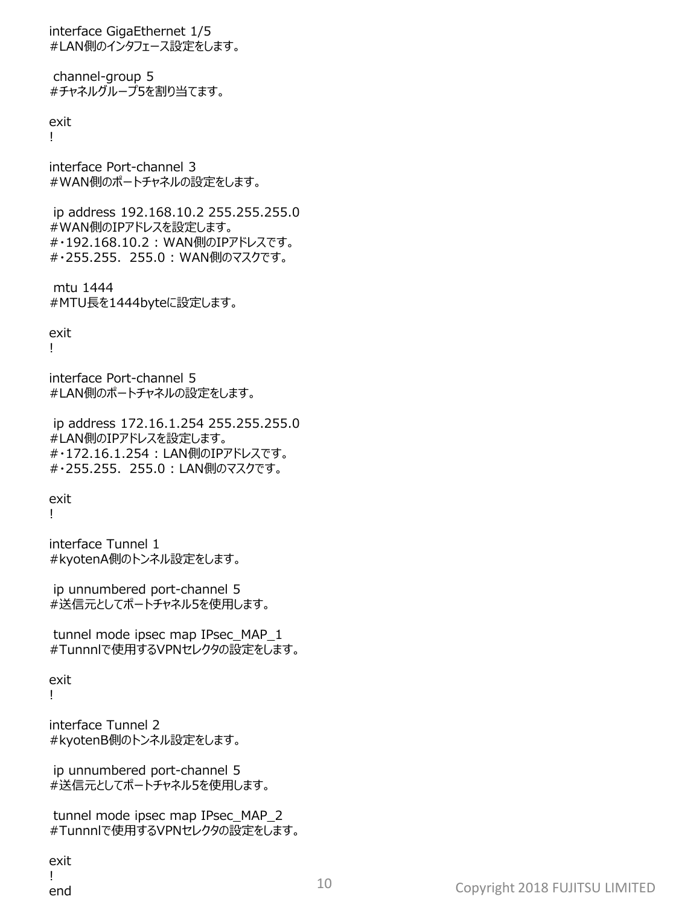```
interface GigaEthernet 1/5
#LAN側のインタフェース設定をします。

 channel-group 5
#チャネルグループ5を割り当てます。

exit
!

interface Port-channel 3
#WAN側のポートチャネルの設定をします。

 ip address 192.168.10.2 255.255.255.0
#WAN側のIPアドレスを設定します。
#・192.168.10.2 : WAN側のIPアドレスです。
#・255.255. 255.0 : WAN側のマスクです。

 mtu 1444
#MTU長を1444byteに設定します。

exit
!

interface Port-channel 5
#LAN側のポートチャネルの設定をします。

 ip address 172.16.1.254 255.255.255.0
#LAN側のIPアドレスを設定します。
#・172.16.1.254 : LAN側のIPアドレスです。
#・255.255. 255.0 : LAN側のマスクです。

exit
!

interface Tunnel 1
#kyotenA側のトンネル設定をします。

 ip unnumbered port-channel 5
#送信元としてポートチャネル5を使用します。

 tunnel mode ipsec map IPsec_MAP_1
#Tunnnlで使用するVPNセレクタの設定をします。

exit
!

interface Tunnel 2
#kyotenB側のトンネル設定をします。

 ip unnumbered port-channel 5
#送信元としてポートチャネル5を使用します。

 tunnel mode ipsec map IPsec_MAP_2
#Tunnnlで使用するVPNセレクタの設定をします。

exit
!
end
```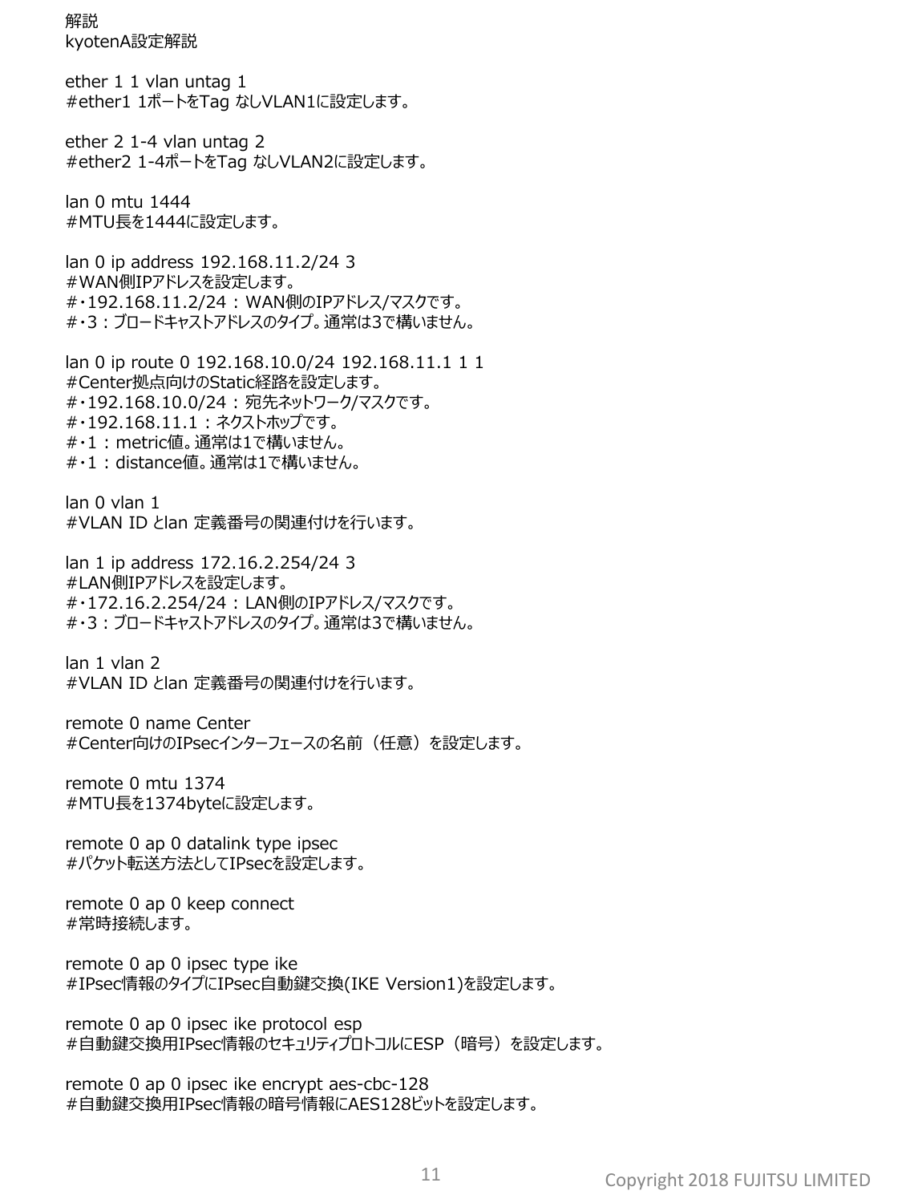解説

kyotenA設定解説

ether 1 1 vlan untag 1
#ether1 1ポートをTag なしVLAN1に設定します。

ether 2 1-4 vlan untag 2
#ether2 1-4ポートをTag なしVLAN2に設定します。

lan 0 mtu 1444
#MTU長を1444に設定します。

lan 0 ip address 192.168.11.2/24 3
#WAN側IPアドレスを設定します。
#・192.168.11.2/24：WAN側のIPアドレス/マスクです。
#・3：ブロードキャストアドレスのタイプ。通常は3で構いません。

lan 0 ip route 0 192.168.10.0/24 192.168.11.1 1 1
#Center拠点向けのStatic経路を設定します。
#・192.168.10.0/24：宛先ネットワーク/マスクです。
#・192.168.11.1：ネクストホップです。
#・1：metric値。通常は1で構いません。
#・1：distance値。通常は1で構いません。

lan 0 vlan 1
#VLAN ID とlan 定義番号の関連付けを行います。

lan 1 ip address 172.16.2.254/24 3
#LAN側IPアドレスを設定します。
#・172.16.2.254/24：LAN側のIPアドレス/マスクです。
#・3：ブロードキャストアドレスのタイプ。通常は3で構いません。

lan 1 vlan 2
#VLAN ID とlan 定義番号の関連付けを行います。

remote 0 name Center
#Center向けのIPsecインターフェースの名前（任意）を設定します。

remote 0 mtu 1374
#MTU長を1374byteに設定します。

remote 0 ap 0 datalink type ipsec
#パケット転送方法としてIPsecを設定します。

remote 0 ap 0 keep connect
#常時接続します。

remote 0 ap 0 ipsec type ike
#IPsec情報のタイプにIPsec自動鍵交換(IKE Version1)を設定します。

remote 0 ap 0 ipsec ike protocol esp
#自動鍵交換用IPsec情報のセキュリティプロトコルにESP（暗号）を設定します。

remote 0 ap 0 ipsec ike encrypt aes-cbc-128
#自動鍵交換用IPsec情報の暗号情報にAES128ビットを設定します。

Copyright 2018 FUJITSU LIMITED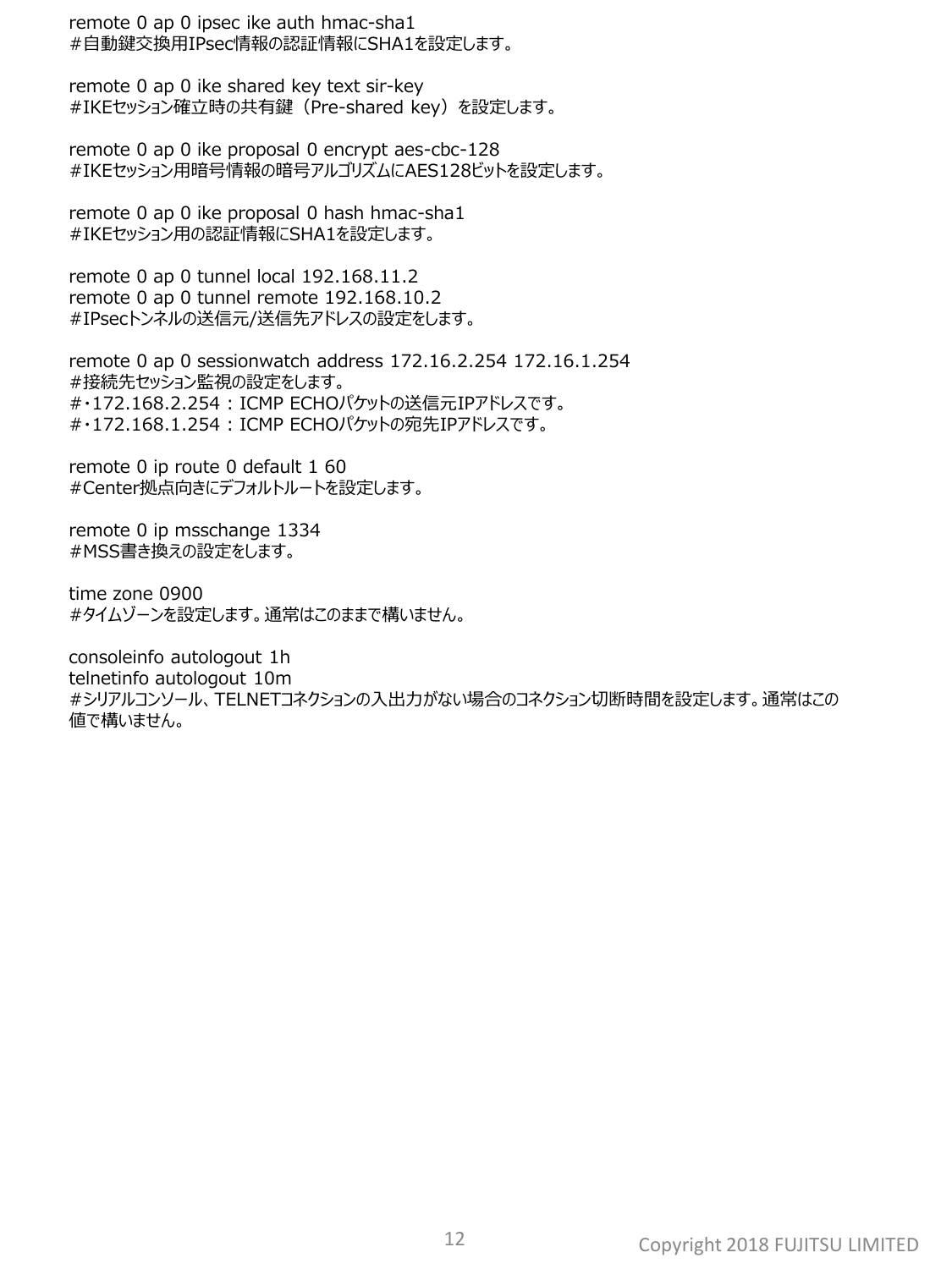remote 0 ap 0 ipsec ike auth hmac-sha1
#自動鍵交換用IPsec情報の認証情報にSHA1を設定します。

remote 0 ap 0 ike shared key text sir-key
#IKEセッション確立時の共有鍵（Pre-shared key）を設定します。

remote 0 ap 0 ike proposal 0 encrypt aes-cbc-128
#IKEセッション用暗号情報の暗号アルゴリズムにAES128ビットを設定します。

remote 0 ap 0 ike proposal 0 hash hmac-sha1
#IKEセッション用の認証情報にSHA1を設定します。

remote 0 ap 0 tunnel local 192.168.11.2
remote 0 ap 0 tunnel remote 192.168.10.2
#IPsecトンネルの送信元/送信先アドレスの設定をします。

remote 0 ap 0 sessionwatch address 172.16.2.254 172.16.1.254
#接続先セッション監視の設定をします。
#・172.168.2.254 : ICMP ECHOパケットの送信元IPアドレスです。
#・172.168.1.254 : ICMP ECHOパケットの宛先IPアドレスです。

remote 0 ip route 0 default 1 60
#Center拠点向きにデフォルトルートを設定します。

remote 0 ip msschange 1334
#MSS書き換えの設定をします。

time zone 0900
#タイムゾーンを設定します。通常はこのままで構いません。

consoleinfo autologout 1h
telnetinfo autologout 10m
#シリアルコンソール、TELNETコネクションの入出力がない場合のコネクション切断時間を設定します。通常はこの値で構いません。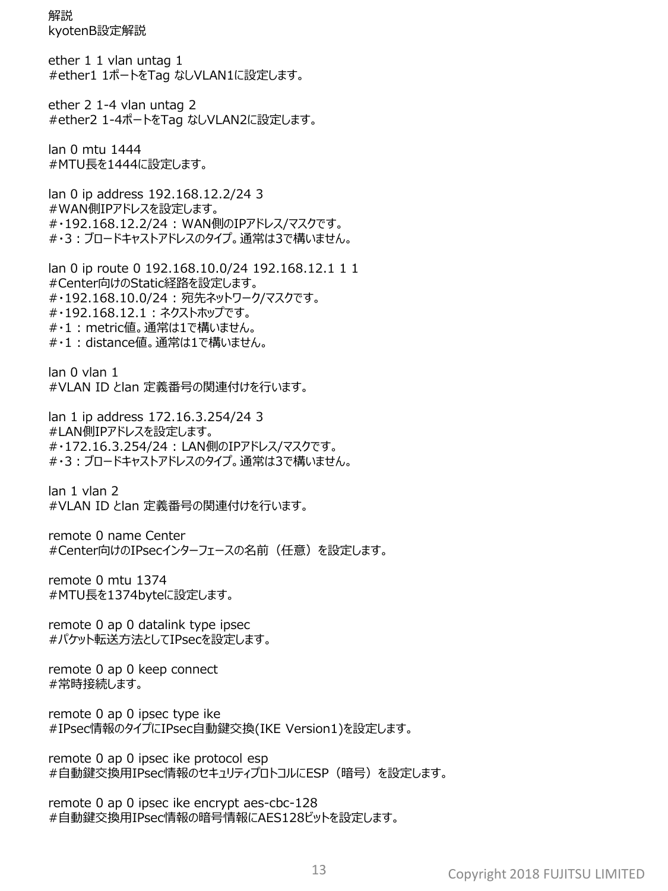解説

kyotenB設定解説

ether 1 1 vlan untag 1
#ether1 1ポートをTag なしVLAN1に設定します。

ether 2 1-4 vlan untag 2
#ether2 1-4ポートをTag なしVLAN2に設定します。

lan 0 mtu 1444
#MTU長を1444に設定します。

lan 0 ip address 192.168.12.2/24 3
#WAN側IPアドレスを設定します。
#・192.168.12.2/24 : WAN側のIPアドレス/マスクです。
#・3 : ブロードキャストアドレスのタイプ。通常は3で構いません。

lan 0 ip route 0 192.168.10.0/24 192.168.12.1 1 1
#Center向けのStatic経路を設定します。
#・192.168.10.0/24 : 宛先ネットワーク/マスクです。
#・192.168.12.1 : ネクストホップです。
#・1 : metric値。通常は1で構いません。
#・1 : distance値。通常は1で構いません。

lan 0 vlan 1
#VLAN ID とlan 定義番号の関連付けを行います。

lan 1 ip address 172.16.3.254/24 3
#LAN側IPアドレスを設定します。
#・172.16.3.254/24 : LAN側のIPアドレス/マスクです。
#・3 : ブロードキャストアドレスのタイプ。通常は3で構いません。

lan 1 vlan 2
#VLAN ID とlan 定義番号の関連付けを行います。

remote 0 name Center
#Center向けのIPsecインターフェースの名前（任意）を設定します。

remote 0 mtu 1374
#MTU長を1374byteに設定します。

remote 0 ap 0 datalink type ipsec
#パケット転送方法としてIPsecを設定します。

remote 0 ap 0 keep connect
#常時接続します。

remote 0 ap 0 ipsec type ike
#IPsec情報のタイプにIPsec自動鍵交換(IKE Version1)を設定します。

remote 0 ap 0 ipsec ike protocol esp
#自動鍵交換用IPsec情報のセキュリティプロトコルにESP（暗号）を設定します。

remote 0 ap 0 ipsec ike encrypt aes-cbc-128
#自動鍵交換用IPsec情報の暗号情報にAES128ビットを設定します。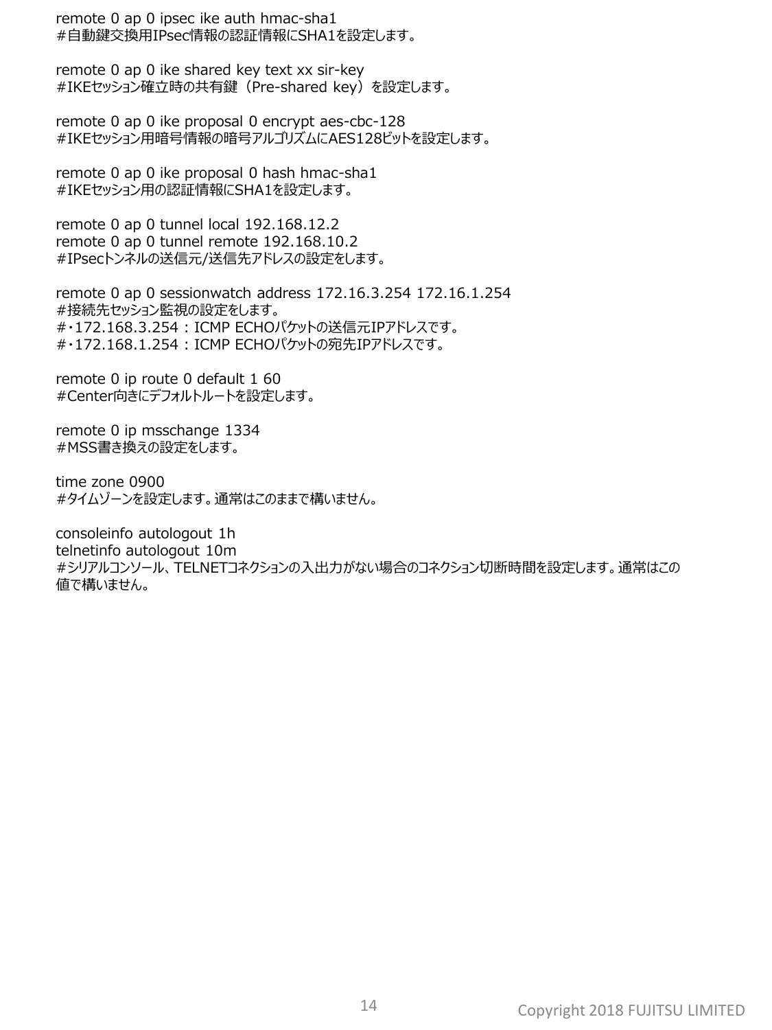```
remote 0 ap 0 ipsec ike auth hmac-sha1
#自動鍵交換用IPsec情報の認証情報にSHA1を設定します。

remote 0 ap 0 ike shared key text xx sir-key
#IKEセッション確立時の共有鍵（Pre-shared key）を設定します。

remote 0 ap 0 ike proposal 0 encrypt aes-cbc-128
#IKEセッション用暗号情報の暗号アルゴリズムにAES128ビットを設定します。

remote 0 ap 0 ike proposal 0 hash hmac-sha1
#IKEセッション用の認証情報にSHA1を設定します。

remote 0 ap 0 tunnel local 192.168.12.2
remote 0 ap 0 tunnel remote 192.168.10.2
#IPsecトンネルの送信元/送信先アドレスの設定をします。

remote 0 ap 0 sessionwatch address 172.16.3.254 172.16.1.254
#接続先セッション監視の設定をします。
#・172.168.3.254 : ICMP ECHOパケットの送信元IPアドレスです。
#・172.168.1.254 : ICMP ECHOパケットの宛先IPアドレスです。

remote 0 ip route 0 default 1 60
#Center向きにデフォルトルートを設定します。

remote 0 ip msschange 1334
#MSS書き換えの設定をします。

time zone 0900
#タイムゾーンを設定します。通常はこのままで構いません。

consoleinfo autologout 1h
telnetinfo autologout 10m
#シリアルコンソール、TELNETコネクションの入出力がない場合のコネクション切断時間を設定します。通常はこの値で構いません。
```